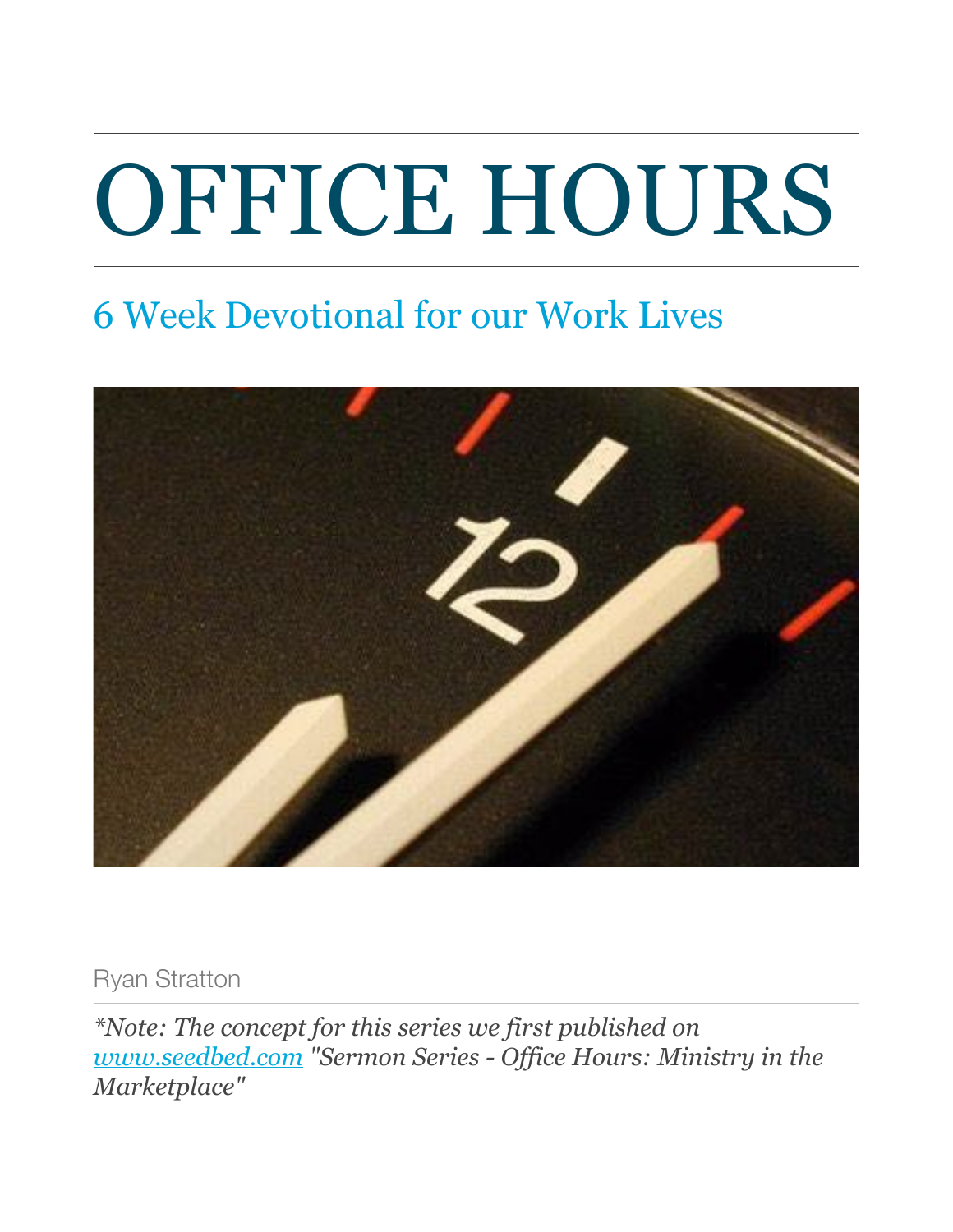# OFFICE HOURS

## 6 Week Devotional for our Work Lives

Ryan Stratton

*\*Note: The concept for this series we first published on [www.seedbed.com](http://www.seedbed.com) "Sermon Series - Office Hours: Ministry in the Marketplace"*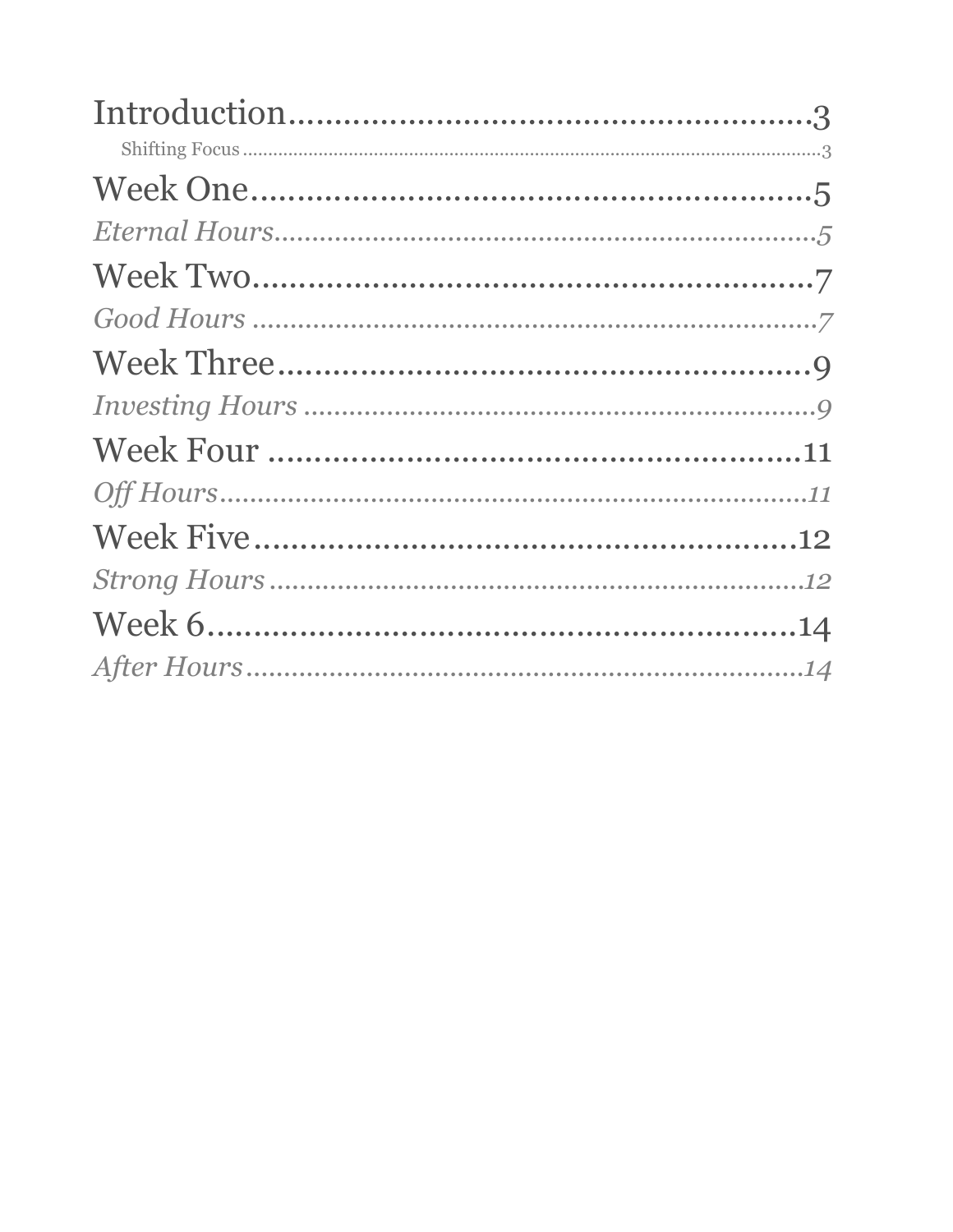Introduction....................................................3

Shifting Focus....................................................3

Week One....................................................5

*Eternal Hours*....................................................5

Week Two....................................................7

*Good Hours*....................................................7

Week Three....................................................9

*Investing Hours*....................................................9

Week Four....................................................11

*Off Hours*....................................................11

Week Five....................................................12

*Strong Hours*....................................................12

Week 6....................................................14

*After Hours*....................................................14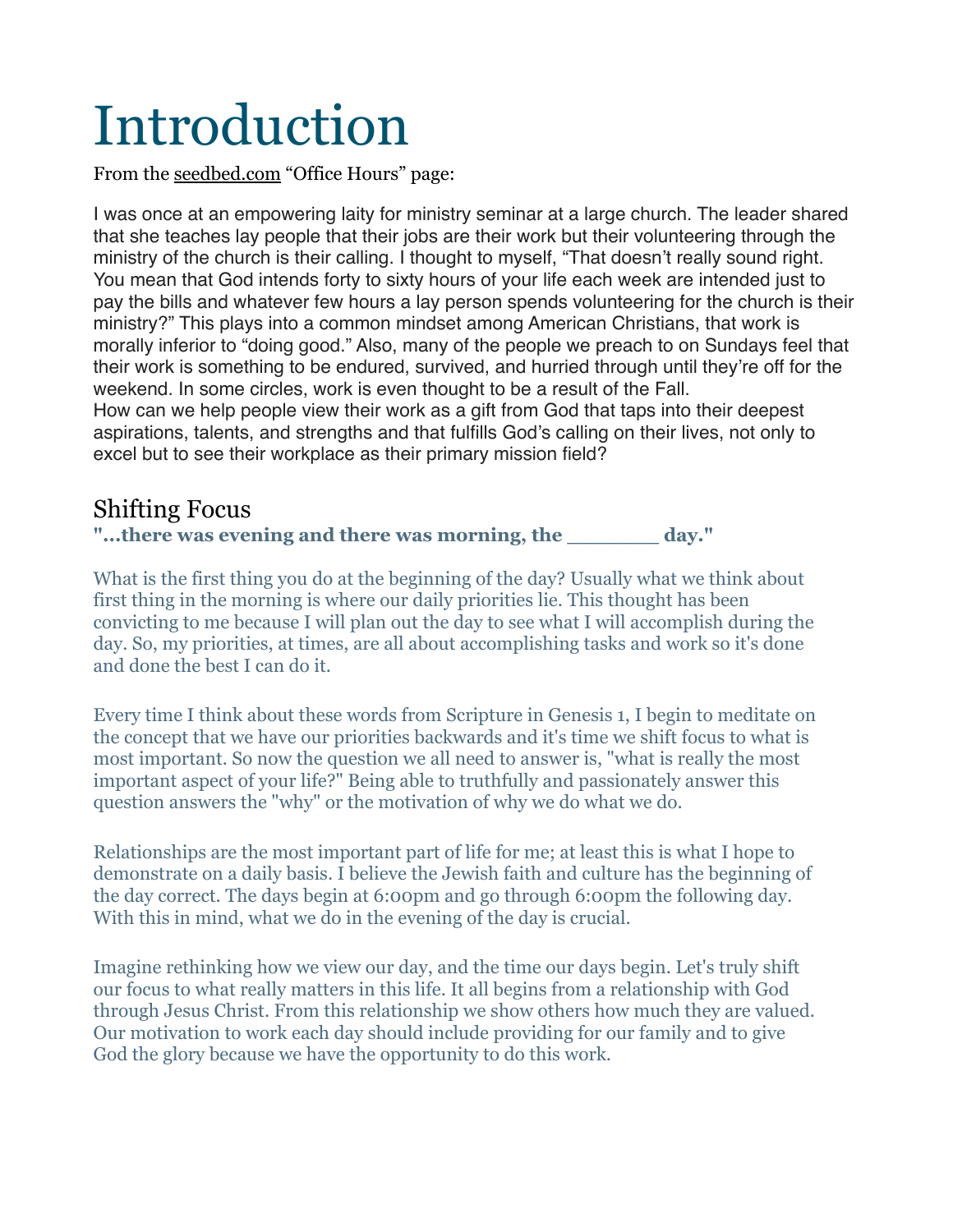# Introduction

From the seedbed.com "Office Hours" page:

I was once at an empowering laity for ministry seminar at a large church. The leader shared that she teaches lay people that their jobs are their work but their volunteering through the ministry of the church is their calling. I thought to myself, "That doesn't really sound right. You mean that God intends forty to sixty hours of your life each week are intended just to pay the bills and whatever few hours a lay person spends volunteering for the church is their ministry?" This plays into a common mindset among American Christians, that work is morally inferior to "doing good." Also, many of the people we preach to on Sundays feel that their work is something to be endured, survived, and hurried through until they're off for the weekend. In some circles, work is even thought to be a result of the Fall.
How can we help people view their work as a gift from God that taps into their deepest aspirations, talents, and strengths and that fulfills God's calling on their lives, not only to excel but to see their workplace as their primary mission field?

## Shifting Focus

**"...there was evening and there was morning, the _______ day."**

What is the first thing you do at the beginning of the day? Usually what we think about first thing in the morning is where our daily priorities lie. This thought has been convicting to me because I will plan out the day to see what I will accomplish during the day. So, my priorities, at times, are all about accomplishing tasks and work so it's done and done the best I can do it.

Every time I think about these words from Scripture in Genesis 1, I begin to meditate on the concept that we have our priorities backwards and it's time we shift focus to what is most important. So now the question we all need to answer is, "what is really the most important aspect of your life?" Being able to truthfully and passionately answer this question answers the "why" or the motivation of why we do what we do.

Relationships are the most important part of life for me; at least this is what I hope to demonstrate on a daily basis. I believe the Jewish faith and culture has the beginning of the day correct. The days begin at 6:00pm and go through 6:00pm the following day. With this in mind, what we do in the evening of the day is crucial.

Imagine rethinking how we view our day, and the time our days begin. Let's truly shift our focus to what really matters in this life. It all begins from a relationship with God through Jesus Christ. From this relationship we show others how much they are valued. Our motivation to work each day should include providing for our family and to give God the glory because we have the opportunity to do this work.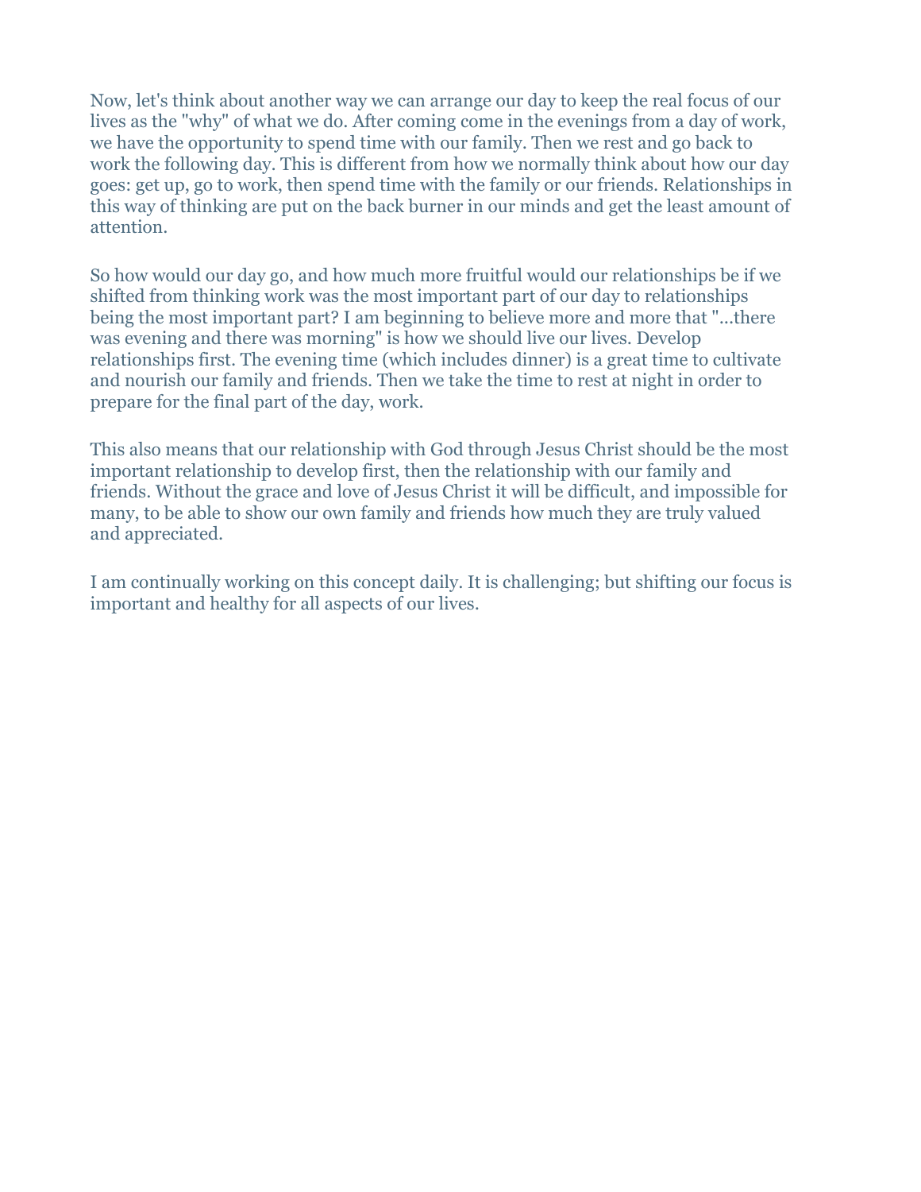Now, let's think about another way we can arrange our day to keep the real focus of our lives as the "why" of what we do. After coming come in the evenings from a day of work, we have the opportunity to spend time with our family. Then we rest and go back to work the following day. This is different from how we normally think about how our day goes: get up, go to work, then spend time with the family or our friends. Relationships in this way of thinking are put on the back burner in our minds and get the least amount of attention.

So how would our day go, and how much more fruitful would our relationships be if we shifted from thinking work was the most important part of our day to relationships being the most important part? I am beginning to believe more and more that "...there was evening and there was morning" is how we should live our lives. Develop relationships first. The evening time (which includes dinner) is a great time to cultivate and nourish our family and friends. Then we take the time to rest at night in order to prepare for the final part of the day, work.

This also means that our relationship with God through Jesus Christ should be the most important relationship to develop first, then the relationship with our family and friends. Without the grace and love of Jesus Christ it will be difficult, and impossible for many, to be able to show our own family and friends how much they are truly valued and appreciated.

I am continually working on this concept daily. It is challenging; but shifting our focus is important and healthy for all aspects of our lives.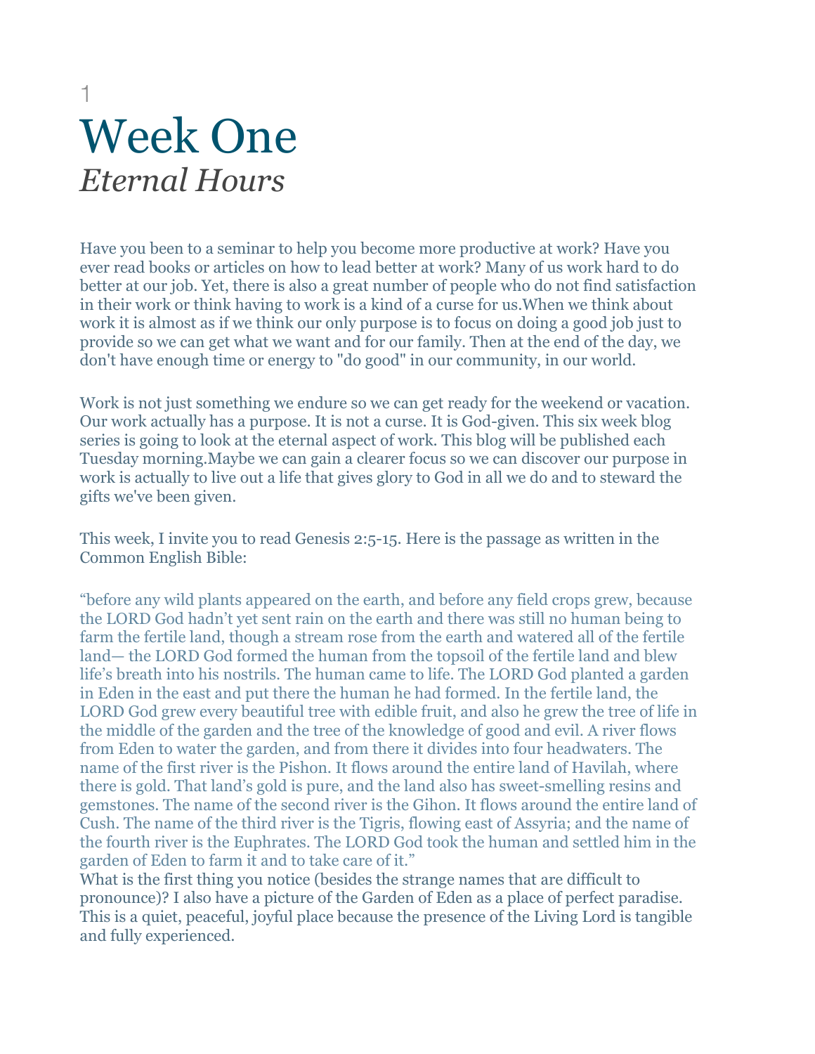1

# Week One

## *Eternal Hours*

Have you been to a seminar to help you become more productive at work? Have you ever read books or articles on how to lead better at work? Many of us work hard to do better at our job. Yet, there is also a great number of people who do not find satisfaction in their work or think having to work is a kind of a curse for us.When we think about work it is almost as if we think our only purpose is to focus on doing a good job just to provide so we can get what we want and for our family. Then at the end of the day, we don't have enough time or energy to "do good" in our community, in our world.

Work is not just something we endure so we can get ready for the weekend or vacation. Our work actually has a purpose. It is not a curse. It is God-given. This six week blog series is going to look at the eternal aspect of work. This blog will be published each Tuesday morning.Maybe we can gain a clearer focus so we can discover our purpose in work is actually to live out a life that gives glory to God in all we do and to steward the gifts we've been given.

This week, I invite you to read Genesis 2:5-15. Here is the passage as written in the Common English Bible:

"before any wild plants appeared on the earth, and before any field crops grew, because the LORD God hadn't yet sent rain on the earth and there was still no human being to farm the fertile land, though a stream rose from the earth and watered all of the fertile land— the LORD God formed the human from the topsoil of the fertile land and blew life's breath into his nostrils. The human came to life. The LORD God planted a garden in Eden in the east and put there the human he had formed. In the fertile land, the LORD God grew every beautiful tree with edible fruit, and also he grew the tree of life in the middle of the garden and the tree of the knowledge of good and evil. A river flows from Eden to water the garden, and from there it divides into four headwaters. The name of the first river is the Pishon. It flows around the entire land of Havilah, where there is gold. That land's gold is pure, and the land also has sweet-smelling resins and gemstones. The name of the second river is the Gihon. It flows around the entire land of Cush. The name of the third river is the Tigris, flowing east of Assyria; and the name of the fourth river is the Euphrates. The LORD God took the human and settled him in the garden of Eden to farm it and to take care of it."

What is the first thing you notice (besides the strange names that are difficult to pronounce)? I also have a picture of the Garden of Eden as a place of perfect paradise. This is a quiet, peaceful, joyful place because the presence of the Living Lord is tangible and fully experienced.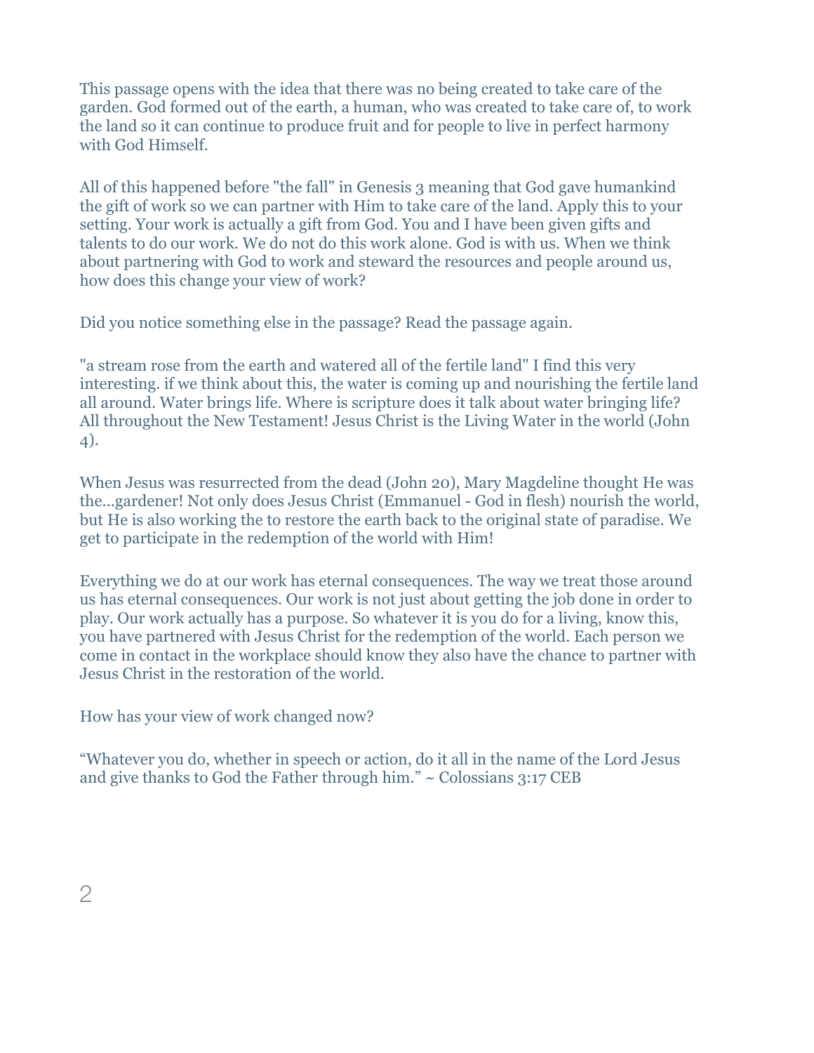This passage opens with the idea that there was no being created to take care of the garden. God formed out of the earth, a human, who was created to take care of, to work the land so it can continue to produce fruit and for people to live in perfect harmony with God Himself.

All of this happened before "the fall" in Genesis 3 meaning that God gave humankind the gift of work so we can partner with Him to take care of the land. Apply this to your setting. Your work is actually a gift from God. You and I have been given gifts and talents to do our work. We do not do this work alone. God is with us. When we think about partnering with God to work and steward the resources and people around us, how does this change your view of work?

Did you notice something else in the passage? Read the passage again.

"a stream rose from the earth and watered all of the fertile land" I find this very interesting. if we think about this, the water is coming up and nourishing the fertile land all around. Water brings life. Where is scripture does it talk about water bringing life? All throughout the New Testament! Jesus Christ is the Living Water in the world (John 4).

When Jesus was resurrected from the dead (John 20), Mary Magdeline thought He was the...gardener! Not only does Jesus Christ (Emmanuel - God in flesh) nourish the world, but He is also working the to restore the earth back to the original state of paradise. We get to participate in the redemption of the world with Him!

Everything we do at our work has eternal consequences. The way we treat those around us has eternal consequences. Our work is not just about getting the job done in order to play. Our work actually has a purpose. So whatever it is you do for a living, know this, you have partnered with Jesus Christ for the redemption of the world. Each person we come in contact in the workplace should know they also have the chance to partner with Jesus Christ in the restoration of the world.

How has your view of work changed now?

“Whatever you do, whether in speech or action, do it all in the name of the Lord Jesus and give thanks to God the Father through him.” ~ Colossians 3:17 CEB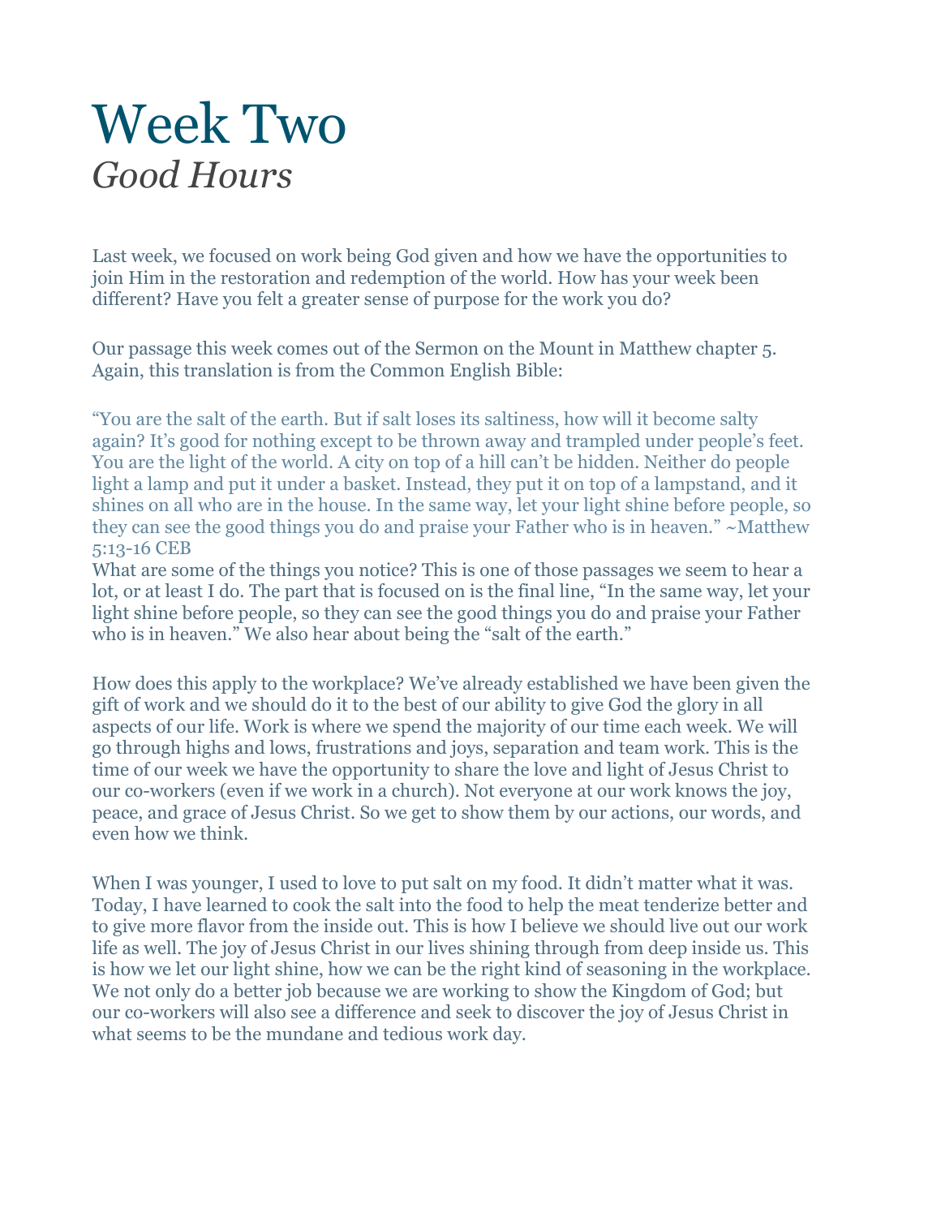# Week Two
## *Good Hours*

Last week, we focused on work being God given and how we have the opportunities to join Him in the restoration and redemption of the world. How has your week been different? Have you felt a greater sense of purpose for the work you do?

Our passage this week comes out of the Sermon on the Mount in Matthew chapter 5. Again, this translation is from the Common English Bible:

"You are the salt of the earth. But if salt loses its saltiness, how will it become salty again? It's good for nothing except to be thrown away and trampled under people's feet. You are the light of the world. A city on top of a hill can't be hidden. Neither do people light a lamp and put it under a basket. Instead, they put it on top of a lampstand, and it shines on all who are in the house. In the same way, let your light shine before people, so they can see the good things you do and praise your Father who is in heaven." ~Matthew 5:13-16 CEB

What are some of the things you notice? This is one of those passages we seem to hear a lot, or at least I do. The part that is focused on is the final line, "In the same way, let your light shine before people, so they can see the good things you do and praise your Father who is in heaven." We also hear about being the "salt of the earth."

How does this apply to the workplace? We've already established we have been given the gift of work and we should do it to the best of our ability to give God the glory in all aspects of our life. Work is where we spend the majority of our time each week. We will go through highs and lows, frustrations and joys, separation and team work. This is the time of our week we have the opportunity to share the love and light of Jesus Christ to our co-workers (even if we work in a church). Not everyone at our work knows the joy, peace, and grace of Jesus Christ. So we get to show them by our actions, our words, and even how we think.

When I was younger, I used to love to put salt on my food. It didn't matter what it was. Today, I have learned to cook the salt into the food to help the meat tenderize better and to give more flavor from the inside out. This is how I believe we should live out our work life as well. The joy of Jesus Christ in our lives shining through from deep inside us. This is how we let our light shine, how we can be the right kind of seasoning in the workplace. We not only do a better job because we are working to show the Kingdom of God; but our co-workers will also see a difference and seek to discover the joy of Jesus Christ in what seems to be the mundane and tedious work day.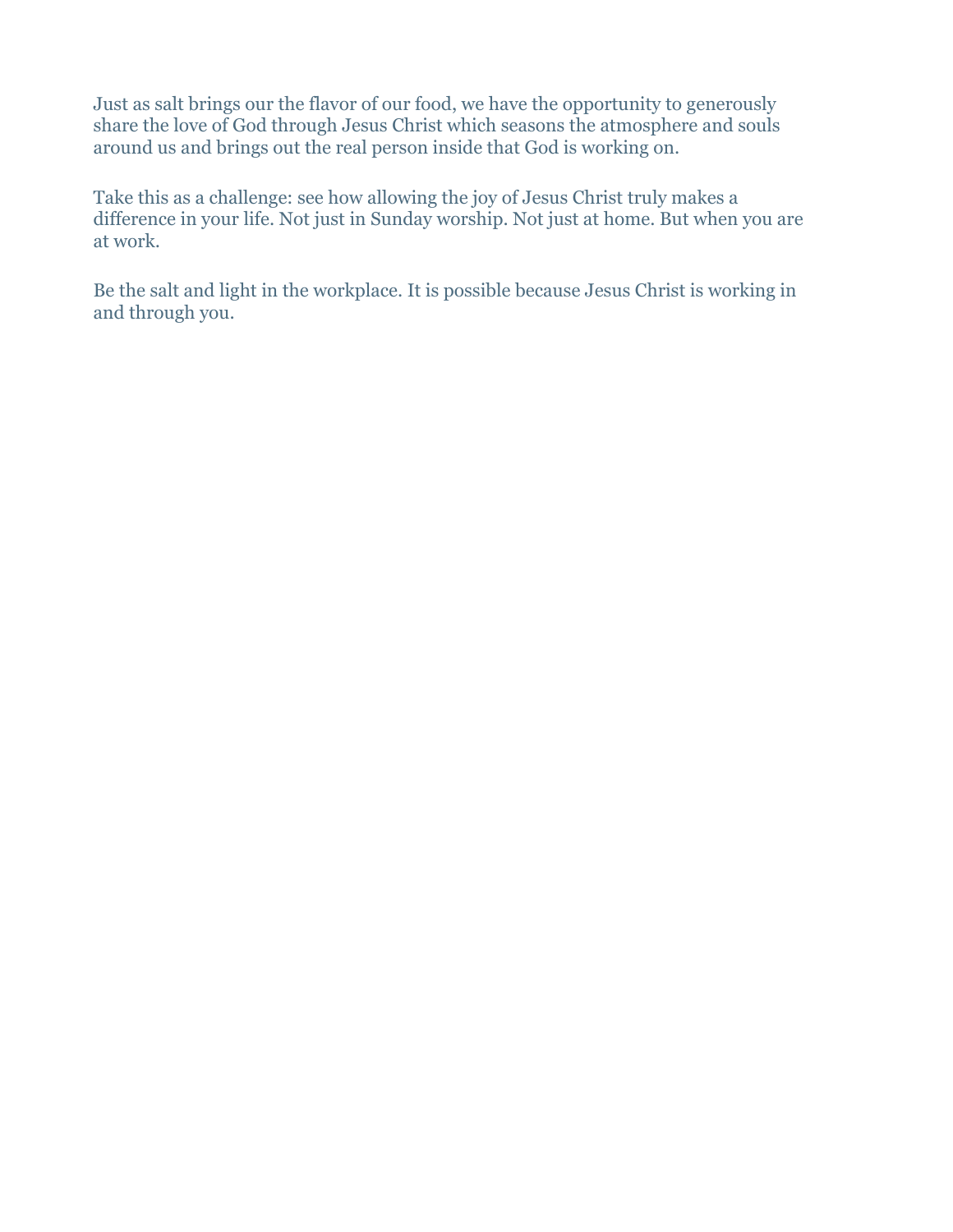Just as salt brings our the flavor of our food, we have the opportunity to generously share the love of God through Jesus Christ which seasons the atmosphere and souls around us and brings out the real person inside that God is working on.

Take this as a challenge: see how allowing the joy of Jesus Christ truly makes a difference in your life. Not just in Sunday worship. Not just at home. But when you are at work.

Be the salt and light in the workplace. It is possible because Jesus Christ is working in and through you.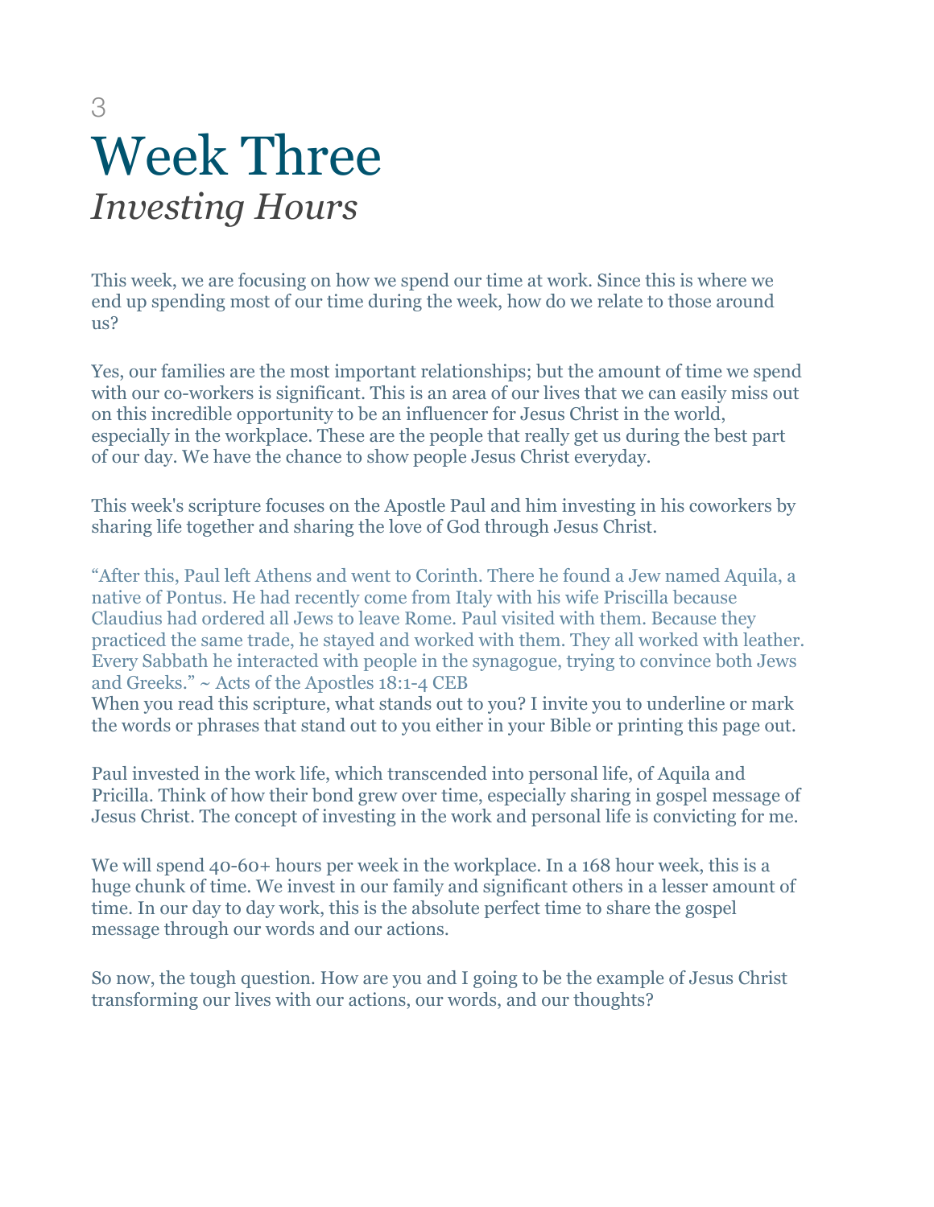3

# Week Three

## *Investing Hours*

This week, we are focusing on how we spend our time at work. Since this is where we end up spending most of our time during the week, how do we relate to those around us?

Yes, our families are the most important relationships; but the amount of time we spend with our co-workers is significant. This is an area of our lives that we can easily miss out on this incredible opportunity to be an influencer for Jesus Christ in the world, especially in the workplace. These are the people that really get us during the best part of our day. We have the chance to show people Jesus Christ everyday.

This week's scripture focuses on the Apostle Paul and him investing in his coworkers by sharing life together and sharing the love of God through Jesus Christ.

“After this, Paul left Athens and went to Corinth. There he found a Jew named Aquila, a native of Pontus. He had recently come from Italy with his wife Priscilla because Claudius had ordered all Jews to leave Rome. Paul visited with them. Because they practiced the same trade, he stayed and worked with them. They all worked with leather. Every Sabbath he interacted with people in the synagogue, trying to convince both Jews and Greeks.” ~ Acts of the Apostles 18:1-4 CEB

When you read this scripture, what stands out to you? I invite you to underline or mark the words or phrases that stand out to you either in your Bible or printing this page out.

Paul invested in the work life, which transcended into personal life, of Aquila and Pricilla. Think of how their bond grew over time, especially sharing in gospel message of Jesus Christ. The concept of investing in the work and personal life is convicting for me.

We will spend 40-60+ hours per week in the workplace. In a 168 hour week, this is a huge chunk of time. We invest in our family and significant others in a lesser amount of time. In our day to day work, this is the absolute perfect time to share the gospel message through our words and our actions.

So now, the tough question. How are you and I going to be the example of Jesus Christ transforming our lives with our actions, our words, and our thoughts?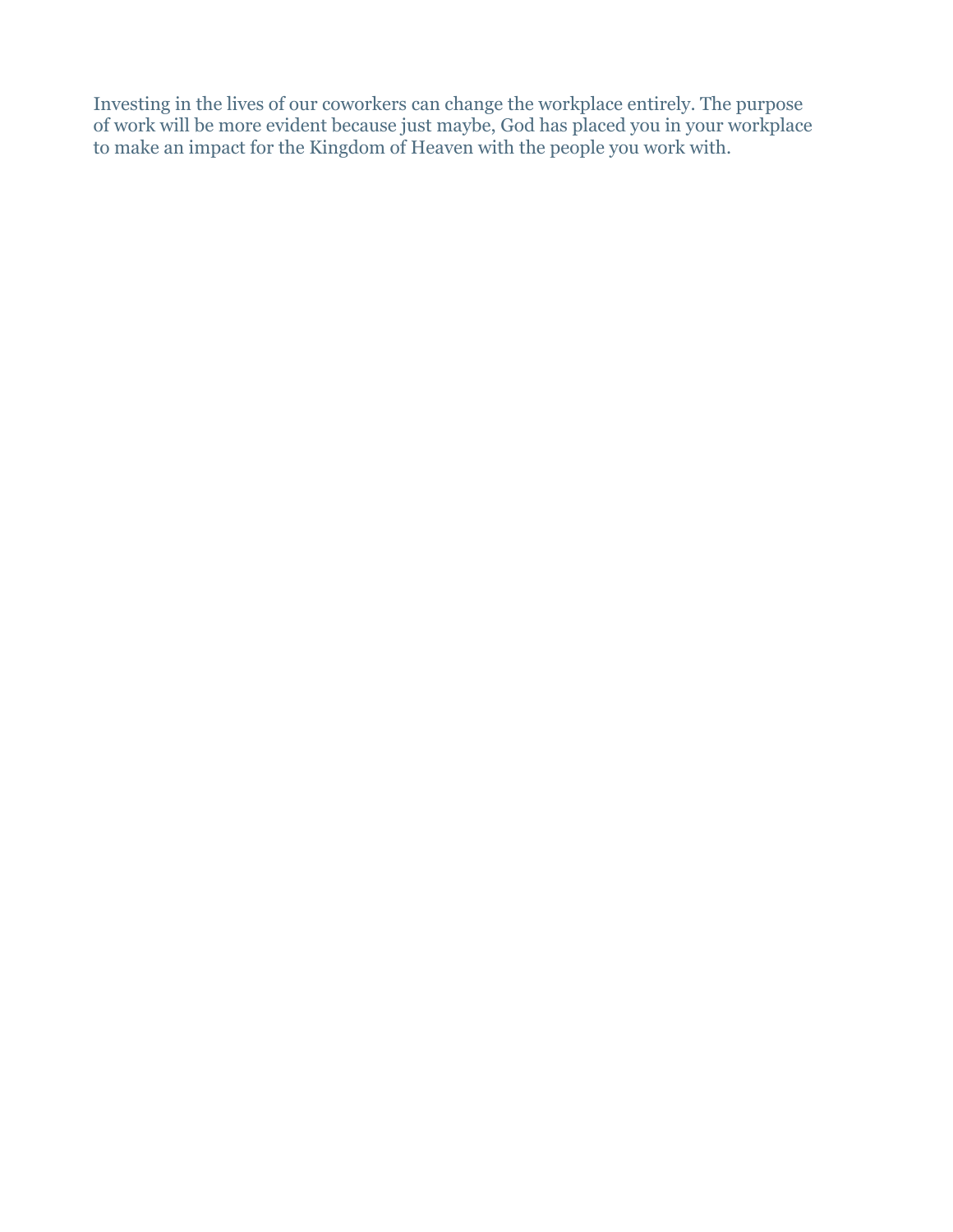Investing in the lives of our coworkers can change the workplace entirely. The purpose of work will be more evident because just maybe, God has placed you in your workplace to make an impact for the Kingdom of Heaven with the people you work with.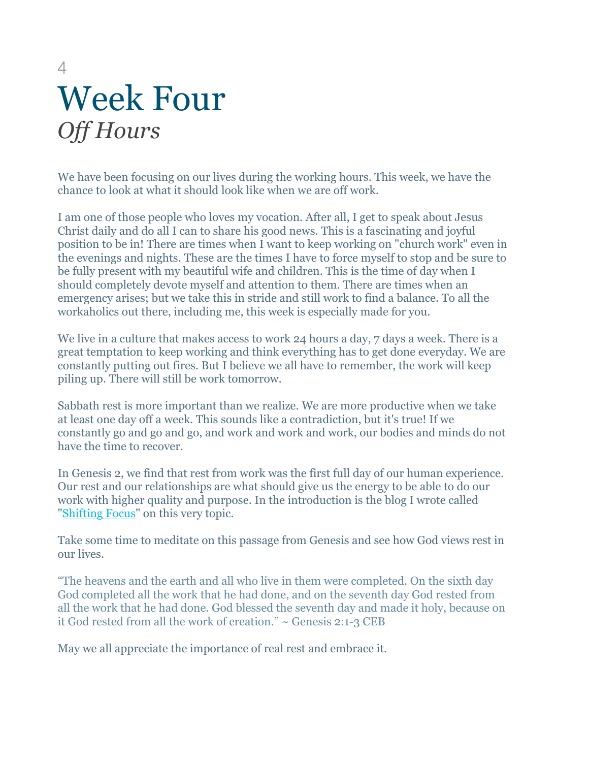4

# Week Four

## *Off Hours*

We have been focusing on our lives during the working hours. This week, we have the chance to look at what it should look like when we are off work.

I am one of those people who loves my vocation. After all, I get to speak about Jesus Christ daily and do all I can to share his good news. This is a fascinating and joyful position to be in! There are times when I want to keep working on "church work" even in the evenings and nights. These are the times I have to force myself to stop and be sure to be fully present with my beautiful wife and children. This is the time of day when I should completely devote myself and attention to them. There are times when an emergency arises; but we take this in stride and still work to find a balance. To all the workaholics out there, including me, this week is especially made for you.

We live in a culture that makes access to work 24 hours a day, 7 days a week. There is a great temptation to keep working and think everything has to get done everyday. We are constantly putting out fires. But I believe we all have to remember, the work will keep piling up. There will still be work tomorrow.

Sabbath rest is more important than we realize. We are more productive when we take at least one day off a week. This sounds like a contradiction, but it's true! If we constantly go and go and go, and work and work and work, our bodies and minds do not have the time to recover.

In Genesis 2, we find that rest from work was the first full day of our human experience. Our rest and our relationships are what should give us the energy to be able to do our work with higher quality and purpose. In the introduction is the blog I wrote called "Shifting Focus" on this very topic.

Take some time to meditate on this passage from Genesis and see how God views rest in our lives.

"The heavens and the earth and all who live in them were completed. On the sixth day God completed all the work that he had done, and on the seventh day God rested from all the work that he had done. God blessed the seventh day and made it holy, because on it God rested from all the work of creation." ~ Genesis 2:1-3 CEB

May we all appreciate the importance of real rest and embrace it.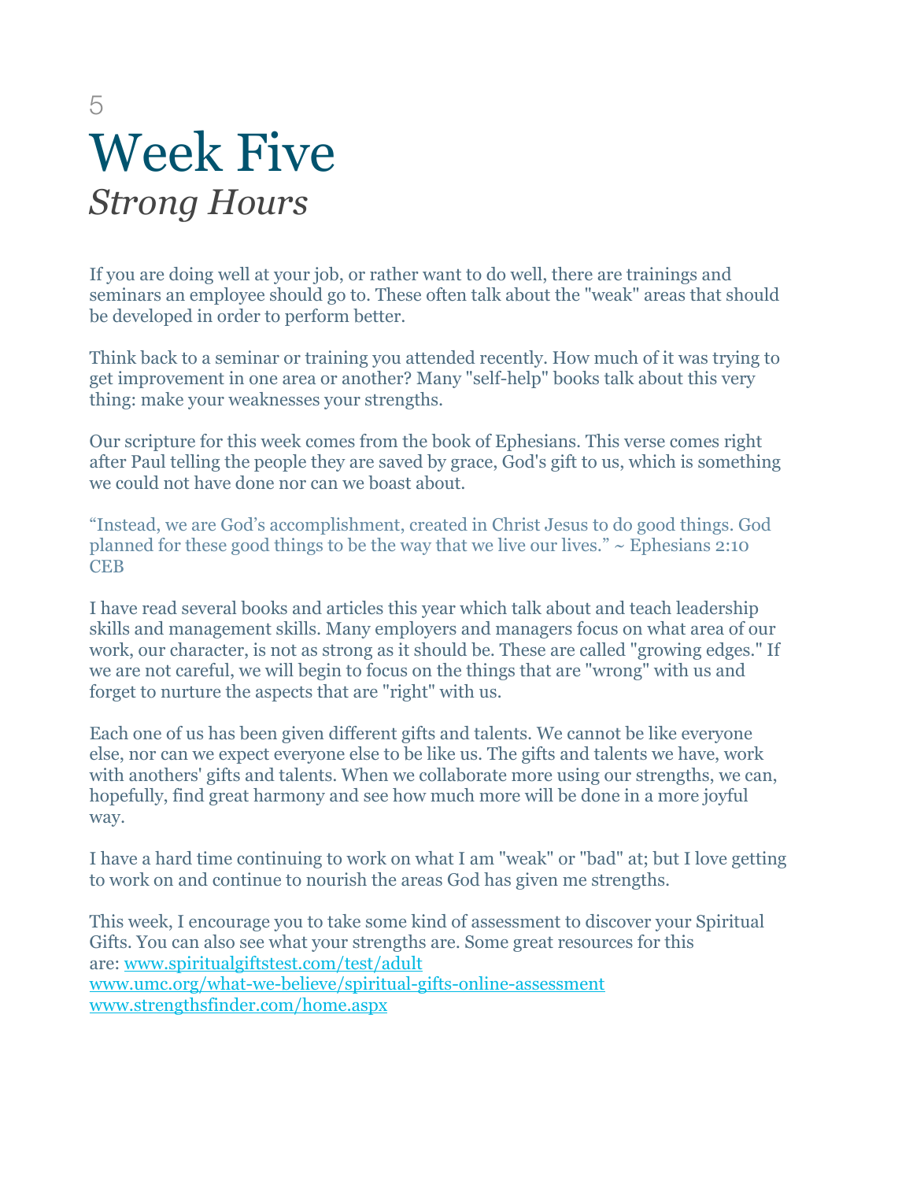5

# Week Five

## *Strong Hours*

If you are doing well at your job, or rather want to do well, there are trainings and seminars an employee should go to. These often talk about the "weak" areas that should be developed in order to perform better.

Think back to a seminar or training you attended recently. How much of it was trying to get improvement in one area or another? Many "self-help" books talk about this very thing: make your weaknesses your strengths.

Our scripture for this week comes from the book of Ephesians. This verse comes right after Paul telling the people they are saved by grace, God's gift to us, which is something we could not have done nor can we boast about.

"Instead, we are God's accomplishment, created in Christ Jesus to do good things. God planned for these good things to be the way that we live our lives." ~ Ephesians 2:10 CEB

I have read several books and articles this year which talk about and teach leadership skills and management skills. Many employers and managers focus on what area of our work, our character, is not as strong as it should be. These are called "growing edges." If we are not careful, we will begin to focus on the things that are "wrong" with us and forget to nurture the aspects that are "right" with us.

Each one of us has been given different gifts and talents. We cannot be like everyone else, nor can we expect everyone else to be like us. The gifts and talents we have, work with anothers' gifts and talents. When we collaborate more using our strengths, we can, hopefully, find great harmony and see how much more will be done in a more joyful way.

I have a hard time continuing to work on what I am "weak" or "bad" at; but I love getting to work on and continue to nourish the areas God has given me strengths.

This week, I encourage you to take some kind of assessment to discover your Spiritual Gifts. You can also see what your strengths are. Some great resources for this are: [www.spiritualgiftstest.com/test/adult](www.spiritualgiftstest.com/test/adult)
[www.umc.org/what-we-believe/spiritual-gifts-online-assessment](www.umc.org/what-we-believe/spiritual-gifts-online-assessment)
[www.strengthsfinder.com/home.aspx](www.strengthsfinder.com/home.aspx)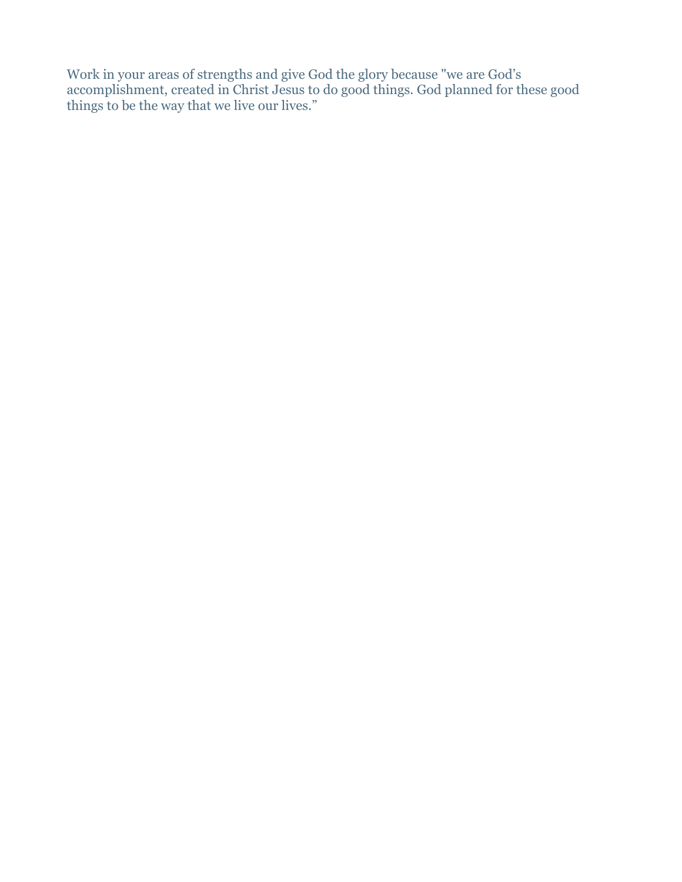Work in your areas of strengths and give God the glory because "we are God's accomplishment, created in Christ Jesus to do good things. God planned for these good things to be the way that we live our lives."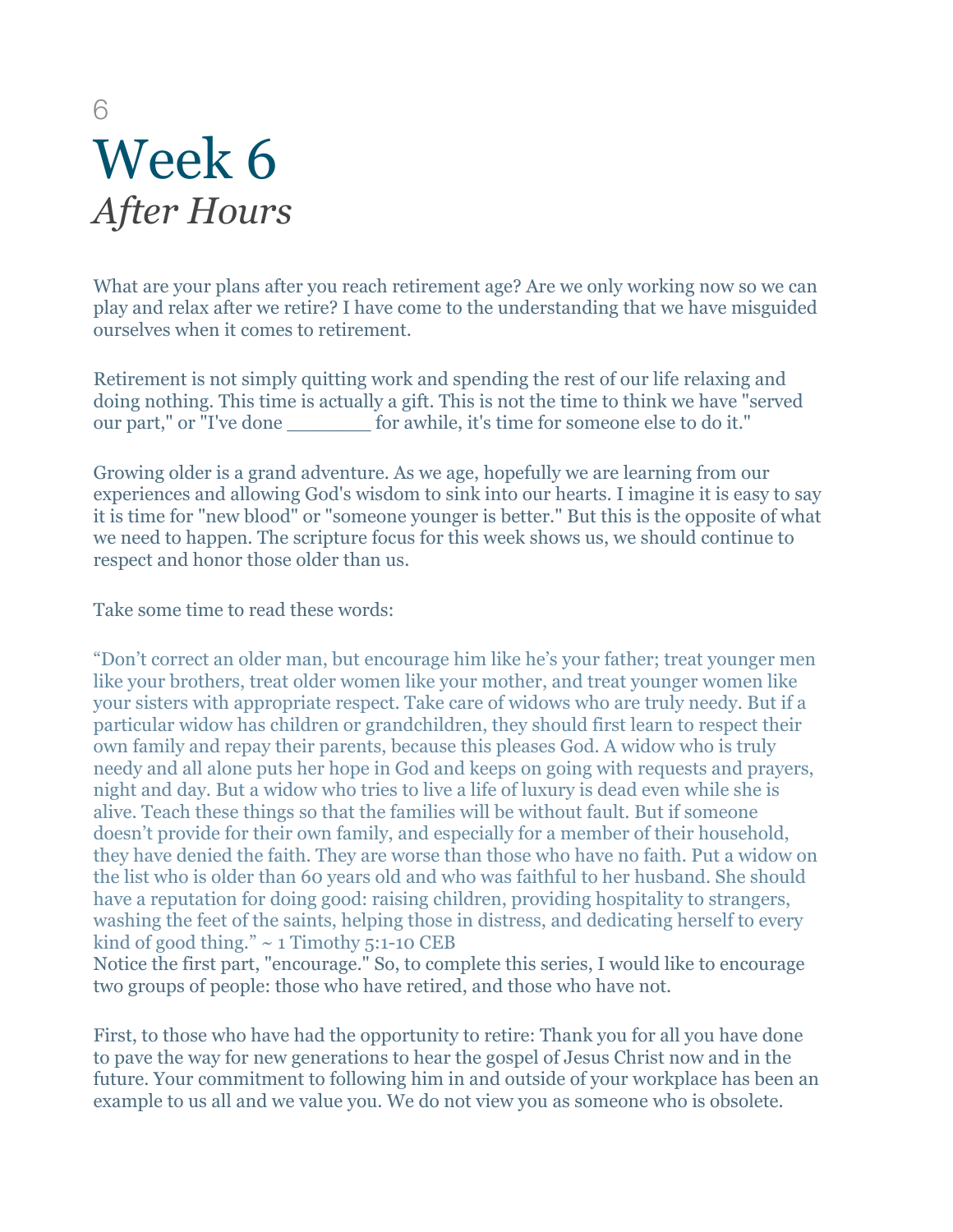6

# Week 6
## *After Hours*

What are your plans after you reach retirement age? Are we only working now so we can play and relax after we retire? I have come to the understanding that we have misguided ourselves when it comes to retirement.

Retirement is not simply quitting work and spending the rest of our life relaxing and doing nothing. This time is actually a gift. This is not the time to think we have "served our part," or "I've done _______ for awhile, it's time for someone else to do it."

Growing older is a grand adventure. As we age, hopefully we are learning from our experiences and allowing God's wisdom to sink into our hearts. I imagine it is easy to say it is time for "new blood" or "someone younger is better." But this is the opposite of what we need to happen. The scripture focus for this week shows us, we should continue to respect and honor those older than us.

Take some time to read these words:

"Don't correct an older man, but encourage him like he's your father; treat younger men like your brothers, treat older women like your mother, and treat younger women like your sisters with appropriate respect. Take care of widows who are truly needy. But if a particular widow has children or grandchildren, they should first learn to respect their own family and repay their parents, because this pleases God. A widow who is truly needy and all alone puts her hope in God and keeps on going with requests and prayers, night and day. But a widow who tries to live a life of luxury is dead even while she is alive. Teach these things so that the families will be without fault. But if someone doesn't provide for their own family, and especially for a member of their household, they have denied the faith. They are worse than those who have no faith. Put a widow on the list who is older than 60 years old and who was faithful to her husband. She should have a reputation for doing good: raising children, providing hospitality to strangers, washing the feet of the saints, helping those in distress, and dedicating herself to every kind of good thing." ~ 1 Timothy 5:1-10 CEB

Notice the first part, "encourage." So, to complete this series, I would like to encourage two groups of people: those who have retired, and those who have not.

First, to those who have had the opportunity to retire: Thank you for all you have done to pave the way for new generations to hear the gospel of Jesus Christ now and in the future. Your commitment to following him in and outside of your workplace has been an example to us all and we value you. We do not view you as someone who is obsolete.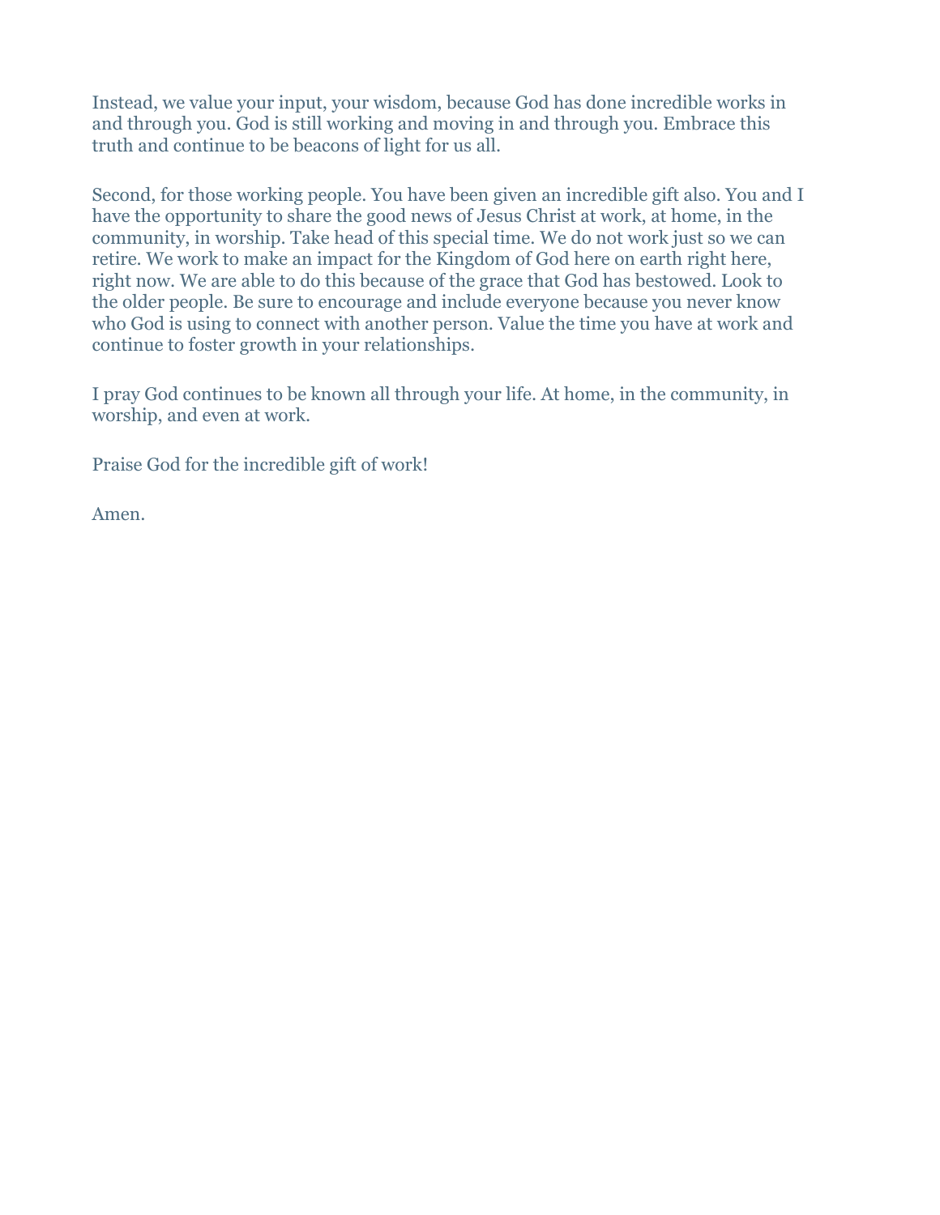Instead, we value your input, your wisdom, because God has done incredible works in and through you. God is still working and moving in and through you. Embrace this truth and continue to be beacons of light for us all.

Second, for those working people. You have been given an incredible gift also. You and I have the opportunity to share the good news of Jesus Christ at work, at home, in the community, in worship. Take head of this special time. We do not work just so we can retire. We work to make an impact for the Kingdom of God here on earth right here, right now. We are able to do this because of the grace that God has bestowed. Look to the older people. Be sure to encourage and include everyone because you never know who God is using to connect with another person. Value the time you have at work and continue to foster growth in your relationships.

I pray God continues to be known all through your life. At home, in the community, in worship, and even at work.

Praise God for the incredible gift of work!

Amen.